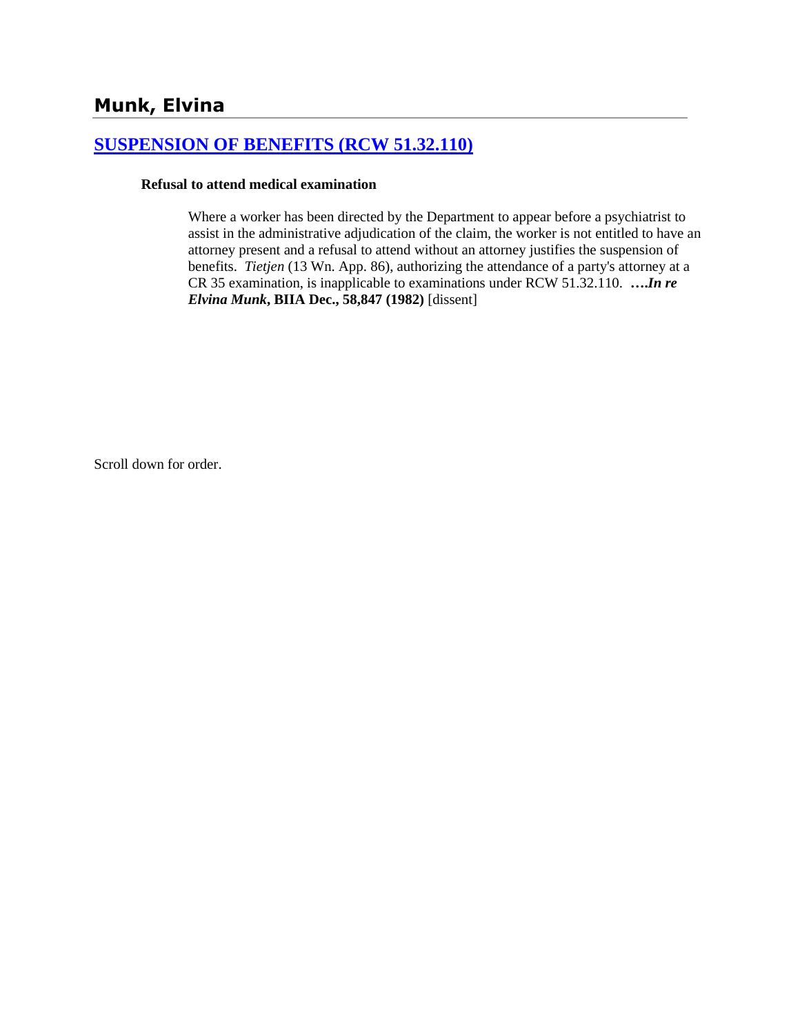# Munk, Elvina

## [SUSPENSION OF BENEFITS (RCW 51.32.110)]

**Refusal to attend medical examination**

> Where a worker has been directed by the Department to appear before a psychiatrist to assist in the administrative adjudication of the claim, the worker is not entitled to have an attorney present and a refusal to attend without an attorney justifies the suspension of benefits. *Tietjen* (13 Wn. App. 86), authorizing the attendance of a party's attorney at a CR 35 examination, is inapplicable to examinations under RCW 51.32.110. ***….In re Elvina Munk*, BIIA Dec., 58,847 (1982)** [dissent]

Scroll down for order.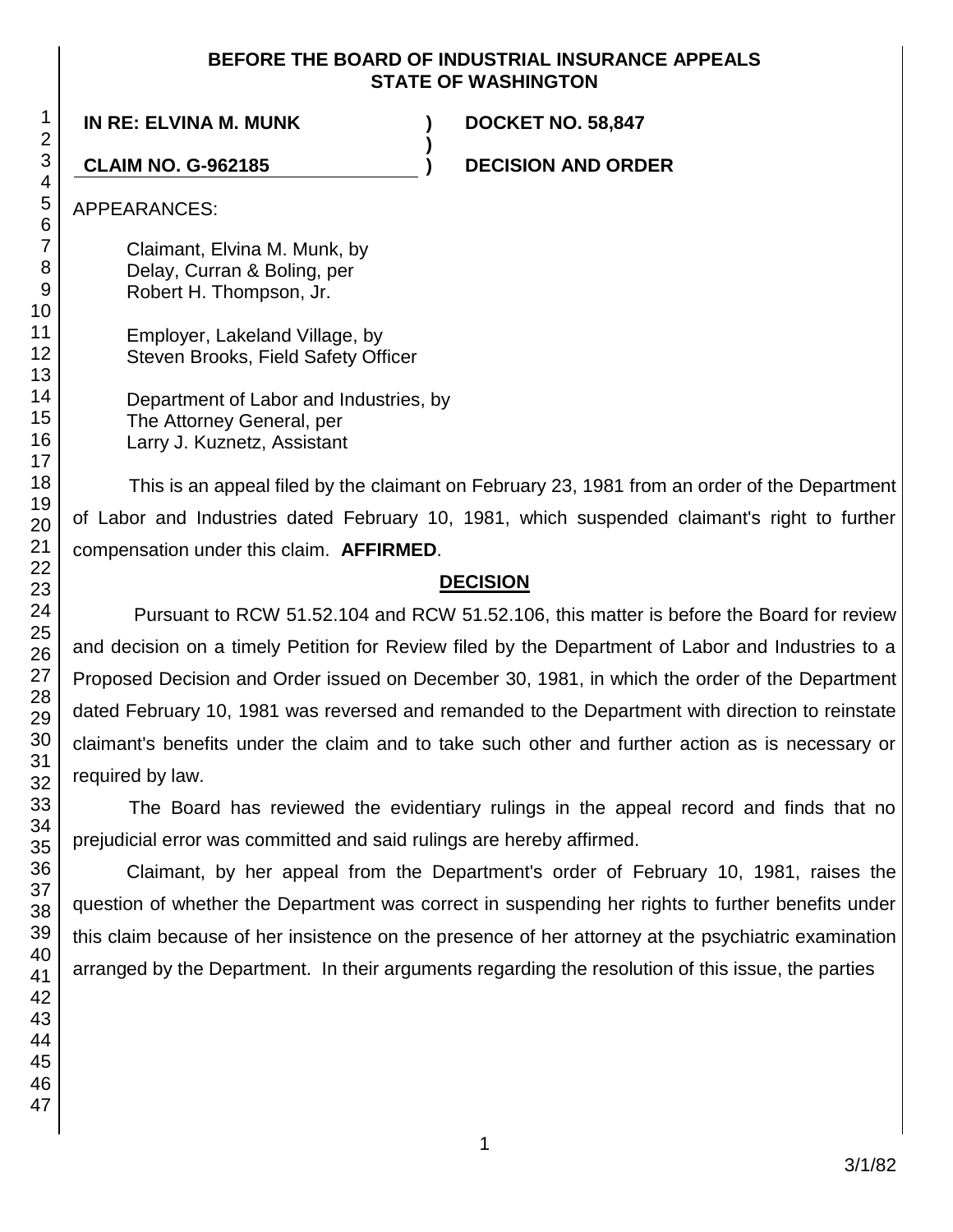**BEFORE THE BOARD OF INDUSTRIAL INSURANCE APPEALS**
**STATE OF WASHINGTON**

| | | |
|---|---|---|
| **IN RE: ELVINA M. MUNK** | **)** | **DOCKET NO. 58,847** |
| | **)** | |
| **CLAIM NO. G-962185** | **)** | **DECISION AND ORDER** |

APPEARANCES:

Claimant, Elvina M. Munk, by
Delay, Curran & Boling, per
Robert H. Thompson, Jr.

Employer, Lakeland Village, by
Steven Brooks, Field Safety Officer

Department of Labor and Industries, by
The Attorney General, per
Larry J. Kuznetz, Assistant

This is an appeal filed by the claimant on February 23, 1981 from an order of the Department of Labor and Industries dated February 10, 1981, which suspended claimant's right to further compensation under this claim. **AFFIRMED**.

## DECISION

Pursuant to RCW 51.52.104 and RCW 51.52.106, this matter is before the Board for review and decision on a timely Petition for Review filed by the Department of Labor and Industries to a Proposed Decision and Order issued on December 30, 1981, in which the order of the Department dated February 10, 1981 was reversed and remanded to the Department with direction to reinstate claimant's benefits under the claim and to take such other and further action as is necessary or required by law.

The Board has reviewed the evidentiary rulings in the appeal record and finds that no prejudicial error was committed and said rulings are hereby affirmed.

Claimant, by her appeal from the Department's order of February 10, 1981, raises the question of whether the Department was correct in suspending her rights to further benefits under this claim because of her insistence on the presence of her attorney at the psychiatric examination arranged by the Department. In their arguments regarding the resolution of this issue, the parties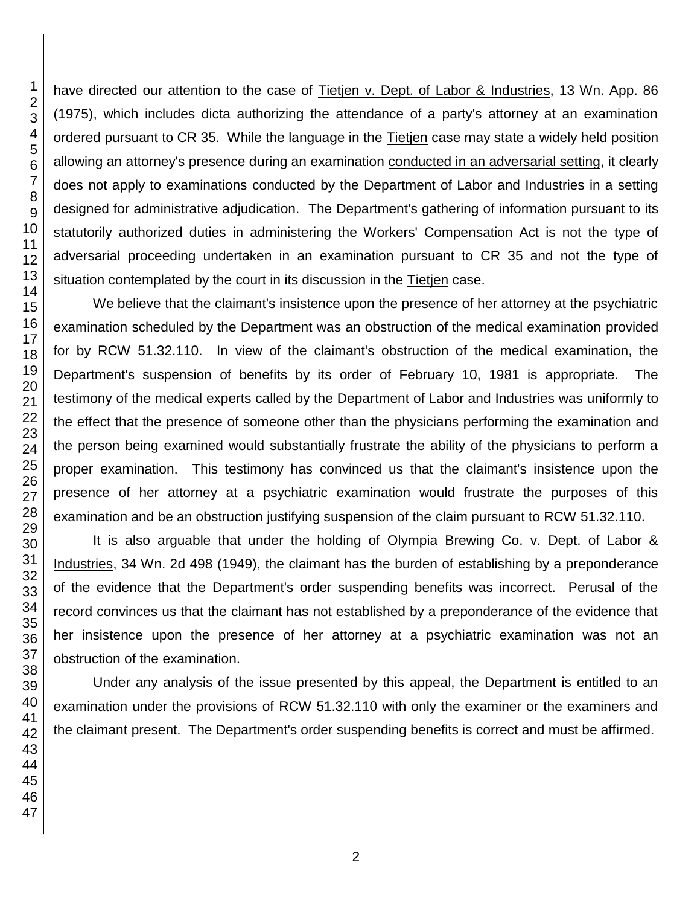have directed our attention to the case of Tietjen v. Dept. of Labor & Industries, 13 Wn. App. 86 (1975), which includes dicta authorizing the attendance of a party's attorney at an examination ordered pursuant to CR 35. While the language in the Tietjen case may state a widely held position allowing an attorney's presence during an examination conducted in an adversarial setting, it clearly does not apply to examinations conducted by the Department of Labor and Industries in a setting designed for administrative adjudication. The Department's gathering of information pursuant to its statutorily authorized duties in administering the Workers' Compensation Act is not the type of adversarial proceeding undertaken in an examination pursuant to CR 35 and not the type of situation contemplated by the court in its discussion in the Tietjen case.

We believe that the claimant's insistence upon the presence of her attorney at the psychiatric examination scheduled by the Department was an obstruction of the medical examination provided for by RCW 51.32.110. In view of the claimant's obstruction of the medical examination, the Department's suspension of benefits by its order of February 10, 1981 is appropriate. The testimony of the medical experts called by the Department of Labor and Industries was uniformly to the effect that the presence of someone other than the physicians performing the examination and the person being examined would substantially frustrate the ability of the physicians to perform a proper examination. This testimony has convinced us that the claimant's insistence upon the presence of her attorney at a psychiatric examination would frustrate the purposes of this examination and be an obstruction justifying suspension of the claim pursuant to RCW 51.32.110.

It is also arguable that under the holding of Olympia Brewing Co. v. Dept. of Labor & Industries, 34 Wn. 2d 498 (1949), the claimant has the burden of establishing by a preponderance of the evidence that the Department's order suspending benefits was incorrect. Perusal of the record convinces us that the claimant has not established by a preponderance of the evidence that her insistence upon the presence of her attorney at a psychiatric examination was not an obstruction of the examination.

Under any analysis of the issue presented by this appeal, the Department is entitled to an examination under the provisions of RCW 51.32.110 with only the examiner or the examiners and the claimant present. The Department's order suspending benefits is correct and must be affirmed.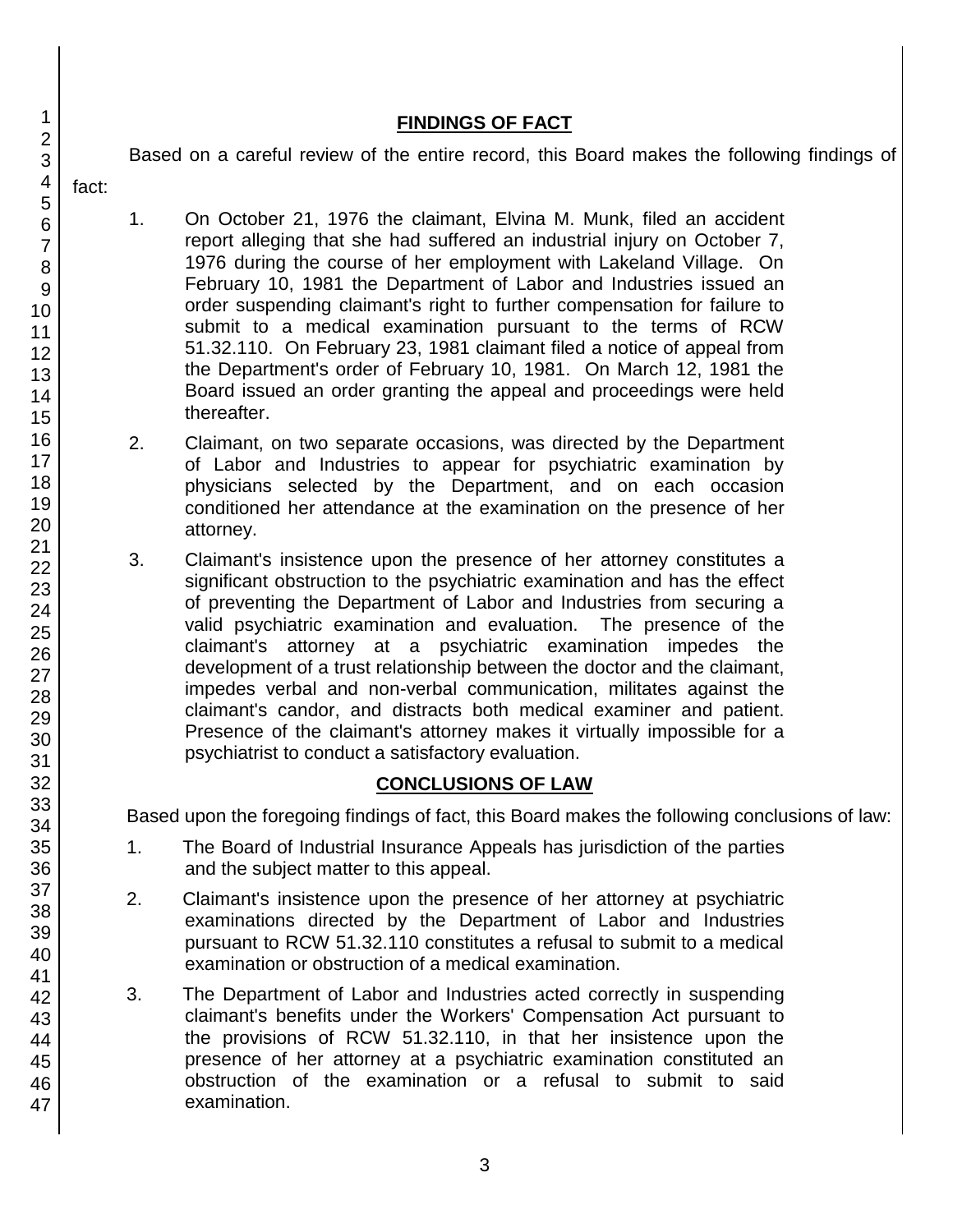## FINDINGS OF FACT

Based on a careful review of the entire record, this Board makes the following findings of fact:

1. On October 21, 1976 the claimant, Elvina M. Munk, filed an accident report alleging that she had suffered an industrial injury on October 7, 1976 during the course of her employment with Lakeland Village. On February 10, 1981 the Department of Labor and Industries issued an order suspending claimant's right to further compensation for failure to submit to a medical examination pursuant to the terms of RCW 51.32.110. On February 23, 1981 claimant filed a notice of appeal from the Department's order of February 10, 1981. On March 12, 1981 the Board issued an order granting the appeal and proceedings were held thereafter.

2. Claimant, on two separate occasions, was directed by the Department of Labor and Industries to appear for psychiatric examination by physicians selected by the Department, and on each occasion conditioned her attendance at the examination on the presence of her attorney.

3. Claimant's insistence upon the presence of her attorney constitutes a significant obstruction to the psychiatric examination and has the effect of preventing the Department of Labor and Industries from securing a valid psychiatric examination and evaluation. The presence of the claimant's attorney at a psychiatric examination impedes the development of a trust relationship between the doctor and the claimant, impedes verbal and non-verbal communication, militates against the claimant's candor, and distracts both medical examiner and patient. Presence of the claimant's attorney makes it virtually impossible for a psychiatrist to conduct a satisfactory evaluation.

## CONCLUSIONS OF LAW

Based upon the foregoing findings of fact, this Board makes the following conclusions of law:

1. The Board of Industrial Insurance Appeals has jurisdiction of the parties and the subject matter to this appeal.

2. Claimant's insistence upon the presence of her attorney at psychiatric examinations directed by the Department of Labor and Industries pursuant to RCW 51.32.110 constitutes a refusal to submit to a medical examination or obstruction of a medical examination.

3. The Department of Labor and Industries acted correctly in suspending claimant's benefits under the Workers' Compensation Act pursuant to the provisions of RCW 51.32.110, in that her insistence upon the presence of her attorney at a psychiatric examination constituted an obstruction of the examination or a refusal to submit to said examination.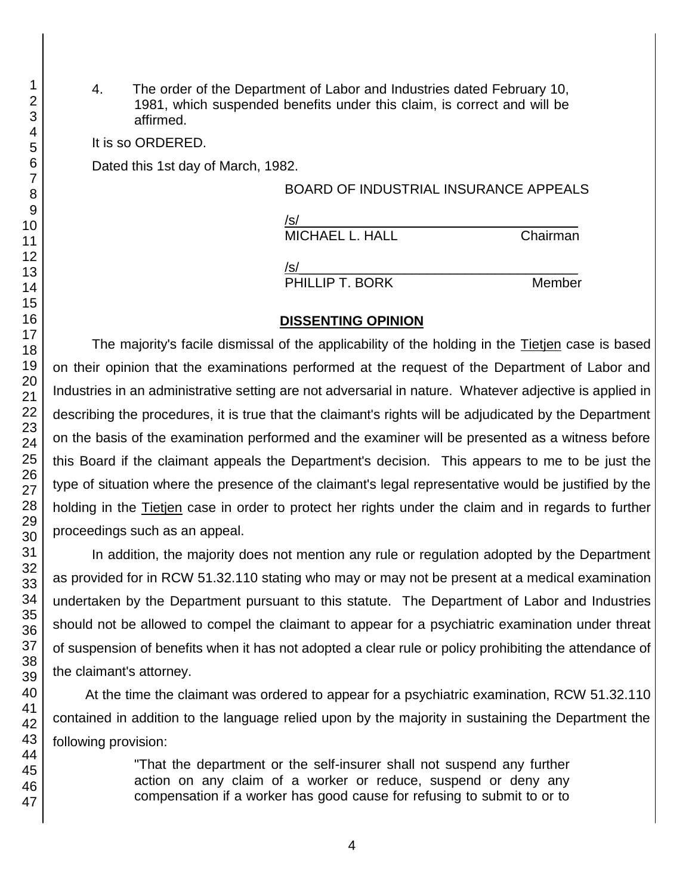4. The order of the Department of Labor and Industries dated February 10, 1981, which suspended benefits under this claim, is correct and will be affirmed.

It is so ORDERED.

Dated this 1st day of March, 1982.

BOARD OF INDUSTRIAL INSURANCE APPEALS

/s/
MICHAEL L. HALL Chairman

/s/
PHILLIP T. BORK Member

## DISSENTING OPINION

The majority's facile dismissal of the applicability of the holding in the Tietjen case is based on their opinion that the examinations performed at the request of the Department of Labor and Industries in an administrative setting are not adversarial in nature. Whatever adjective is applied in describing the procedures, it is true that the claimant's rights will be adjudicated by the Department on the basis of the examination performed and the examiner will be presented as a witness before this Board if the claimant appeals the Department's decision. This appears to me to be just the type of situation where the presence of the claimant's legal representative would be justified by the holding in the Tietjen case in order to protect her rights under the claim and in regards to further proceedings such as an appeal.

In addition, the majority does not mention any rule or regulation adopted by the Department as provided for in RCW 51.32.110 stating who may or may not be present at a medical examination undertaken by the Department pursuant to this statute. The Department of Labor and Industries should not be allowed to compel the claimant to appear for a psychiatric examination under threat of suspension of benefits when it has not adopted a clear rule or policy prohibiting the attendance of the claimant's attorney.

At the time the claimant was ordered to appear for a psychiatric examination, RCW 51.32.110 contained in addition to the language relied upon by the majority in sustaining the Department the following provision:

> "That the department or the self-insurer shall not suspend any further action on any claim of a worker or reduce, suspend or deny any compensation if a worker has good cause for refusing to submit to or to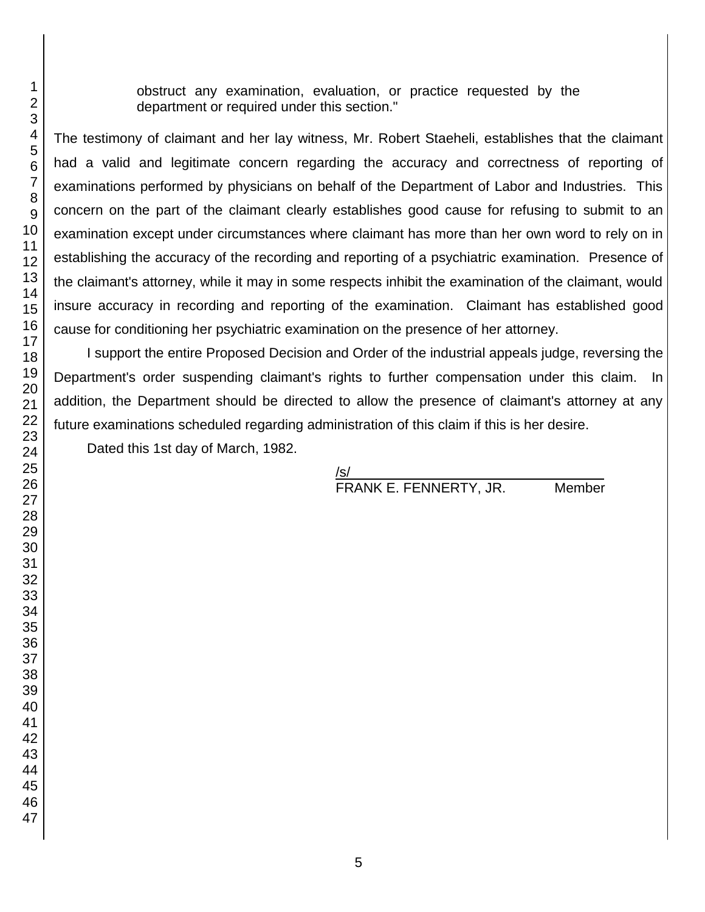> obstruct any examination, evaluation, or practice requested by the department or required under this section."

The testimony of claimant and her lay witness, Mr. Robert Staeheli, establishes that the claimant had a valid and legitimate concern regarding the accuracy and correctness of reporting of examinations performed by physicians on behalf of the Department of Labor and Industries. This concern on the part of the claimant clearly establishes good cause for refusing to submit to an examination except under circumstances where claimant has more than her own word to rely on in establishing the accuracy of the recording and reporting of a psychiatric examination. Presence of the claimant's attorney, while it may in some respects inhibit the examination of the claimant, would insure accuracy in recording and reporting of the examination. Claimant has established good cause for conditioning her psychiatric examination on the presence of her attorney.

I support the entire Proposed Decision and Order of the industrial appeals judge, reversing the Department's order suspending claimant's rights to further compensation under this claim. In addition, the Department should be directed to allow the presence of claimant's attorney at any future examinations scheduled regarding administration of this claim if this is her desire.

Dated this 1st day of March, 1982.

/s/
FRANK E. FENNERTY, JR. Member